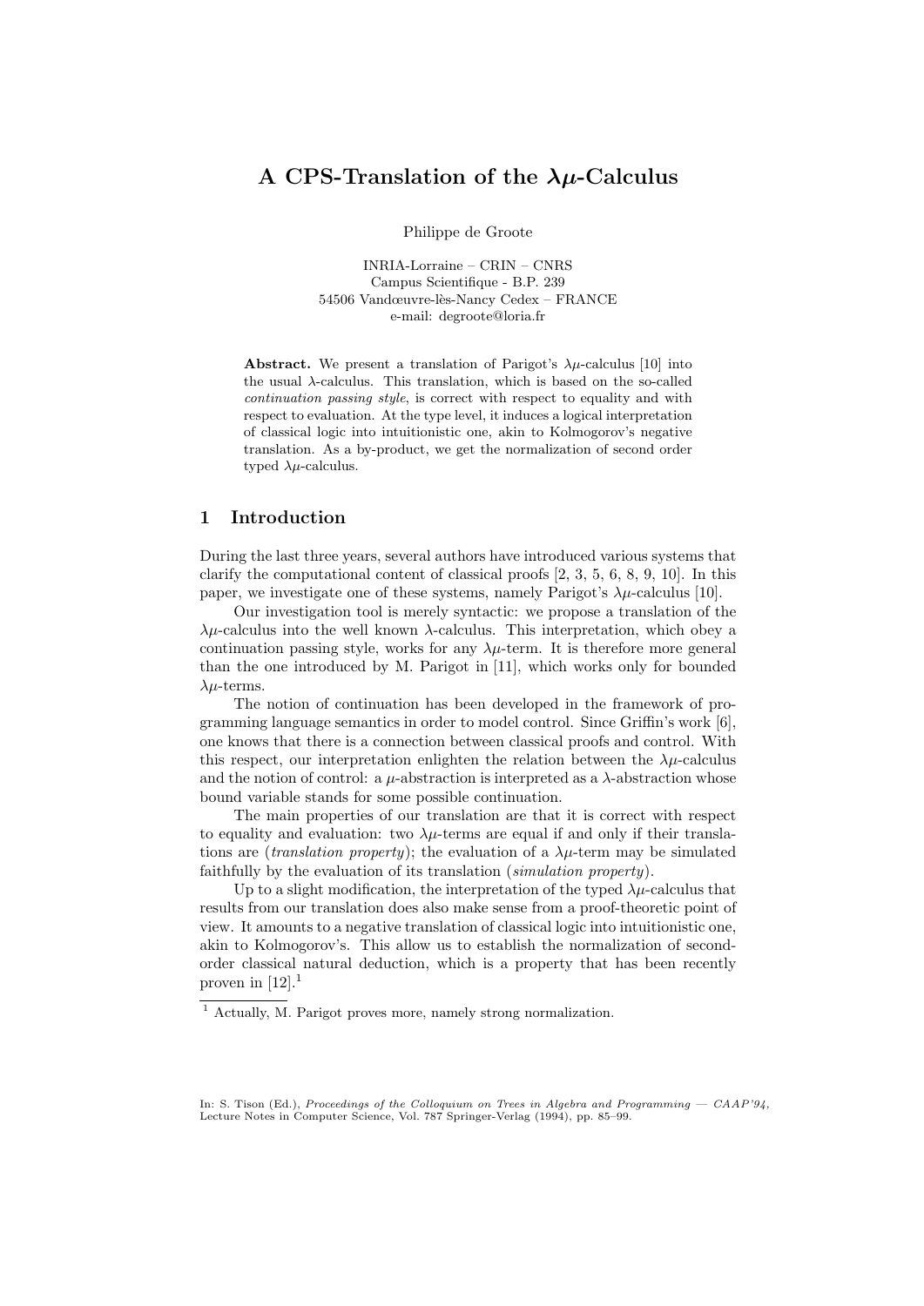# A CPS-Translation of the $\lambda\mu$-Calculus

Philippe de Groote

INRIA-Lorraine – CRIN – CNRS
Campus Scientifique - B.P. 239
54506 Vandœuvre-lès-Nancy Cedex – FRANCE
e-mail: degroote@loria.fr

**Abstract.** We present a translation of Parigot's $\lambda\mu$-calculus [10] into the usual $\lambda$-calculus. This translation, which is based on the so-called *continuation passing style*, is correct with respect to equality and with respect to evaluation. At the type level, it induces a logical interpretation of classical logic into intuitionistic one, akin to Kolmogorov's negative translation. As a by-product, we get the normalization of second order typed $\lambda\mu$-calculus.

## 1 Introduction

During the last three years, several authors have introduced various systems that clarify the computational content of classical proofs [2, 3, 5, 6, 8, 9, 10]. In this paper, we investigate one of these systems, namely Parigot's $\lambda\mu$-calculus [10].

Our investigation tool is merely syntactic: we propose a translation of the $\lambda\mu$-calculus into the well known $\lambda$-calculus. This interpretation, which obey a continuation passing style, works for any $\lambda\mu$-term. It is therefore more general than the one introduced by M. Parigot in [11], which works only for bounded $\lambda\mu$-terms.

The notion of continuation has been developed in the framework of programming language semantics in order to model control. Since Griffin's work [6], one knows that there is a connection between classical proofs and control. With this respect, our interpretation enlighten the relation between the $\lambda\mu$-calculus and the notion of control: a $\mu$-abstraction is interpreted as a $\lambda$-abstraction whose bound variable stands for some possible continuation.

The main properties of our translation are that it is correct with respect to equality and evaluation: two $\lambda\mu$-terms are equal if and only if their translations are (*translation property*); the evaluation of a $\lambda\mu$-term may be simulated faithfully by the evaluation of its translation (*simulation property*).

Up to a slight modification, the interpretation of the typed $\lambda\mu$-calculus that results from our translation does also make sense from a proof-theoretic point of view. It amounts to a negative translation of classical logic into intuitionistic one, akin to Kolmogorov's. This allow us to establish the normalization of second-order classical natural deduction, which is a property that has been recently proven in [12].[1]

[1] Actually, M. Parigot proves more, namely strong normalization.

In: S. Tison (Ed.), *Proceedings of the Colloquium on Trees in Algebra and Programming — CAAP'94*, Lecture Notes in Computer Science, Vol. 787 Springer-Verlag (1994), pp. 85–99.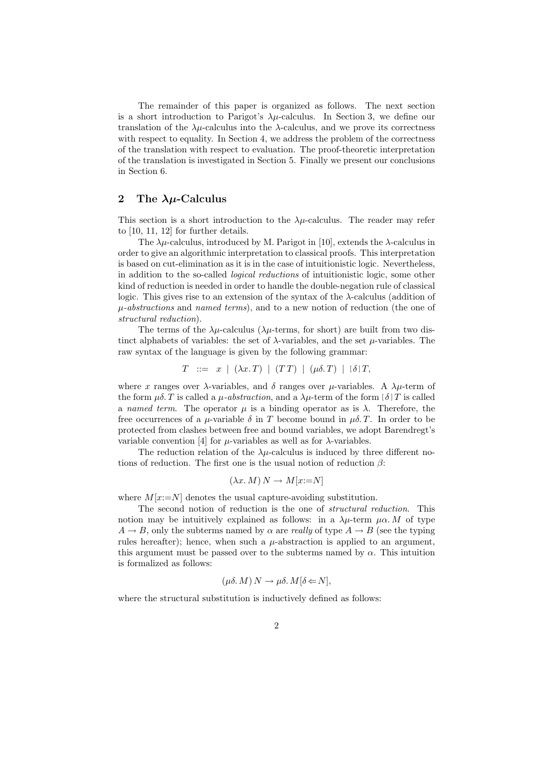The remainder of this paper is organized as follows. The next section is a short introduction to Parigot's $\lambda\mu$-calculus. In Section 3, we define our translation of the $\lambda\mu$-calculus into the $\lambda$-calculus, and we prove its correctness with respect to equality. In Section 4, we address the problem of the correctness of the translation with respect to evaluation. The proof-theoretic interpretation of the translation is investigated in Section 5. Finally we present our conclusions in Section 6.

## 2 The $\lambda\mu$-Calculus

This section is a short introduction to the $\lambda\mu$-calculus. The reader may refer to [10, 11, 12] for further details.

The $\lambda\mu$-calculus, introduced by M. Parigot in [10], extends the $\lambda$-calculus in order to give an algorithmic interpretation to classical proofs. This interpretation is based on cut-elimination as it is in the case of intuitionistic logic. Nevertheless, in addition to the so-called *logical reductions* of intuitionistic logic, some other kind of reduction is needed in order to handle the double-negation rule of classical logic. This gives rise to an extension of the syntax of the $\lambda$-calculus (addition of $\mu$-*abstractions* and *named terms*), and to a new notion of reduction (the one of *structural reduction*).

The terms of the $\lambda\mu$-calculus ($\lambda\mu$-terms, for short) are built from two distinct alphabets of variables: the set of $\lambda$-variables, and the set $\mu$-variables. The raw syntax of the language is given by the following grammar:

$$T \ ::= \ x \ | \ (\lambda x.\, T) \ | \ (T\, T) \ | \ (\mu\delta.\, T) \ | \ [\delta]\, T,$$

where $x$ ranges over $\lambda$-variables, and $\delta$ ranges over $\mu$-variables. A $\lambda\mu$-term of the form $\mu\delta.\, T$ is called a $\mu$-*abstraction*, and a $\lambda\mu$-term of the form $[\delta]\, T$ is called a *named term*. The operator $\mu$ is a binding operator as is $\lambda$. Therefore, the free occurrences of a $\mu$-variable $\delta$ in $T$ become bound in $\mu\delta.\, T$. In order to be protected from clashes between free and bound variables, we adopt Barendregt's variable convention [4] for $\mu$-variables as well as for $\lambda$-variables.

The reduction relation of the $\lambda\mu$-calculus is induced by three different notions of reduction. The first one is the usual notion of reduction $\beta$:

$$(\lambda x.\, M)\, N \rightarrow M[x{:=}N]$$

where $M[x{:=}N]$ denotes the usual capture-avoiding substitution.

The second notion of reduction is the one of *structural reduction*. This notion may be intuitively explained as follows: in a $\lambda\mu$-term $\mu\alpha.\, M$ of type $A \rightarrow B$, only the subterms named by $\alpha$ are *really* of type $A \rightarrow B$ (see the typing rules hereafter); hence, when such a $\mu$-abstraction is applied to an argument, this argument must be passed over to the subterms named by $\alpha$. This intuition is formalized as follows:

$$(\mu\delta.\, M)\, N \rightarrow \mu\delta.\, M[\delta \Leftarrow N],$$

where the structural substitution is inductively defined as follows: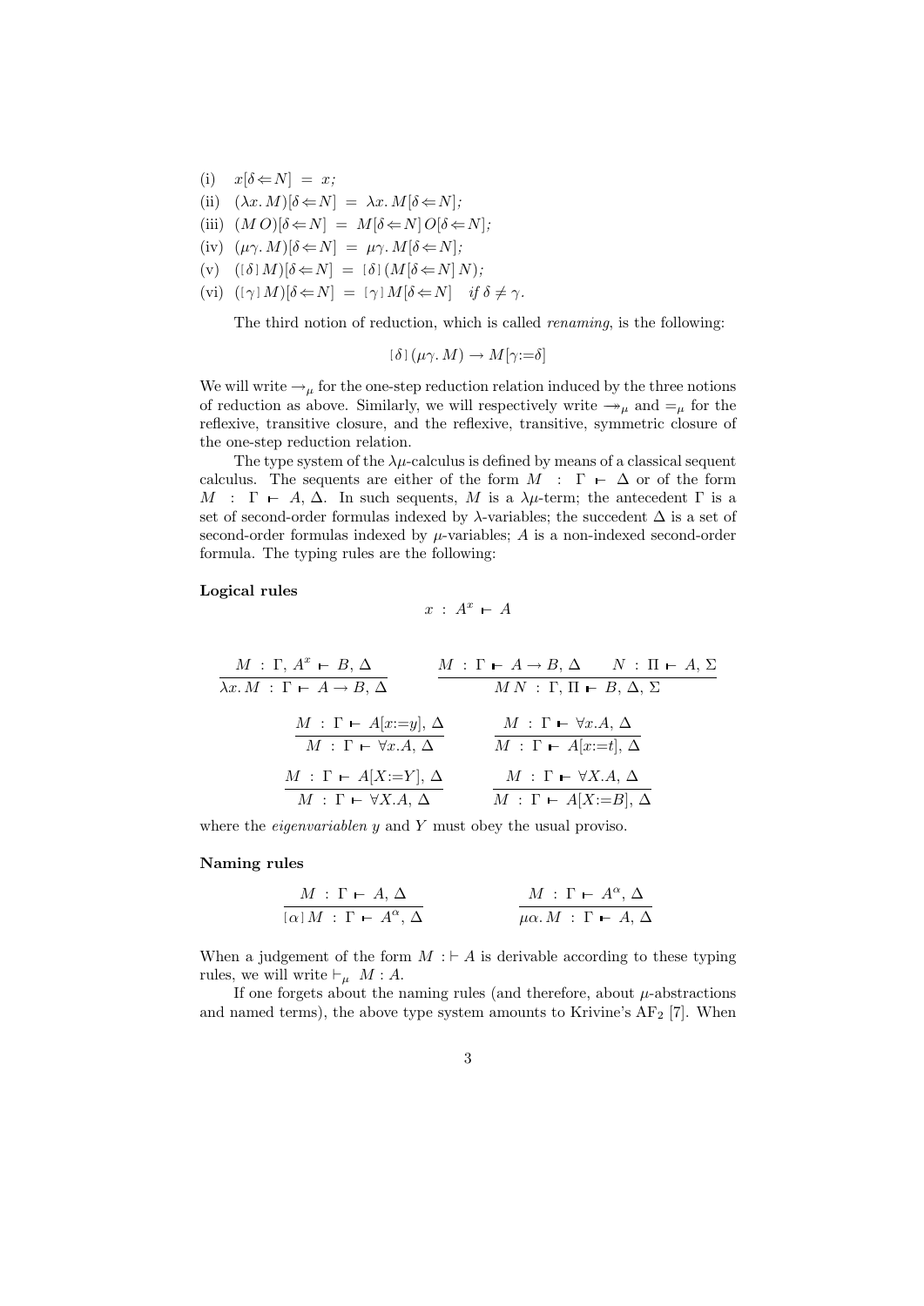(i) $x[\delta \Leftarrow N] = x$;

(ii) $(\lambda x. M)[\delta \Leftarrow N] = \lambda x. M[\delta \Leftarrow N]$;

(iii) $(M\, O)[\delta \Leftarrow N] = M[\delta \Leftarrow N]\, O[\delta \Leftarrow N]$;

(iv) $(\mu\gamma. M)[\delta \Leftarrow N] = \mu\gamma. M[\delta \Leftarrow N]$;

(v) $([\delta]\, M)[\delta \Leftarrow N] = [\delta]\, (M[\delta \Leftarrow N]\, N)$;

(vi) $([\gamma]\, M)[\delta \Leftarrow N] = [\gamma]\, M[\delta \Leftarrow N]$ *if* $\delta \neq \gamma$.

The third notion of reduction, which is called *renaming*, is the following:

$$[\delta]\, (\mu\gamma. M) \to M[\gamma{:=}\delta]$$

We will write $\to_\mu$ for the one-step reduction relation induced by the three notions of reduction as above. Similarly, we will respectively write $\twoheadrightarrow_\mu$ and $=_\mu$ for the reflexive, transitive closure, and the reflexive, transitive, symmetric closure of the one-step reduction relation.

The type system of the $\lambda\mu$-calculus is defined by means of a classical sequent calculus. The sequents are either of the form $M \;:\; \Gamma \vdash \Delta$ or of the form $M \;:\; \Gamma \vdash A, \Delta$. In such sequents, $M$ is a $\lambda\mu$-term; the antecedent $\Gamma$ is a set of second-order formulas indexed by $\lambda$-variables; the succedent $\Delta$ is a set of second-order formulas indexed by $\mu$-variables; $A$ is a non-indexed second-order formula. The typing rules are the following:

**Logical rules**

$$x \;:\; A^x \vdash A$$

$$\frac{M \;:\; \Gamma, A^x \vdash B, \Delta}{\lambda x. M \;:\; \Gamma \vdash A \to B, \Delta} \qquad \frac{M \;:\; \Gamma \vdash A \to B, \Delta \qquad N \;:\; \Pi \vdash A, \Sigma}{M\, N \;:\; \Gamma, \Pi \vdash B, \Delta, \Sigma}$$

$$\frac{M \;:\; \Gamma \vdash A[x{:=}y], \Delta}{M \;:\; \Gamma \vdash \forall x.A, \Delta} \qquad \frac{M \;:\; \Gamma \vdash \forall x.A, \Delta}{M \;:\; \Gamma \vdash A[x{:=}t], \Delta}$$

$$\frac{M \;:\; \Gamma \vdash A[X{:=}Y], \Delta}{M \;:\; \Gamma \vdash \forall X.A, \Delta} \qquad \frac{M \;:\; \Gamma \vdash \forall X.A, \Delta}{M \;:\; \Gamma \vdash A[X{:=}B], \Delta}$$

where the *eigenvariablen* $y$ and $Y$ must obey the usual proviso.

**Naming rules**

$$\frac{M \;:\; \Gamma \vdash A, \Delta}{[\alpha]\, M \;:\; \Gamma \vdash A^\alpha, \Delta} \qquad \frac{M \;:\; \Gamma \vdash A^\alpha, \Delta}{\mu\alpha. M \;:\; \Gamma \vdash A, \Delta}$$

When a judgement of the form $M : \vdash A$ is derivable according to these typing rules, we will write $\vdash_\mu M : A$.

If one forgets about the naming rules (and therefore, about $\mu$-abstractions and named terms), the above type system amounts to Krivine's $\mathrm{AF}_2$ [7]. When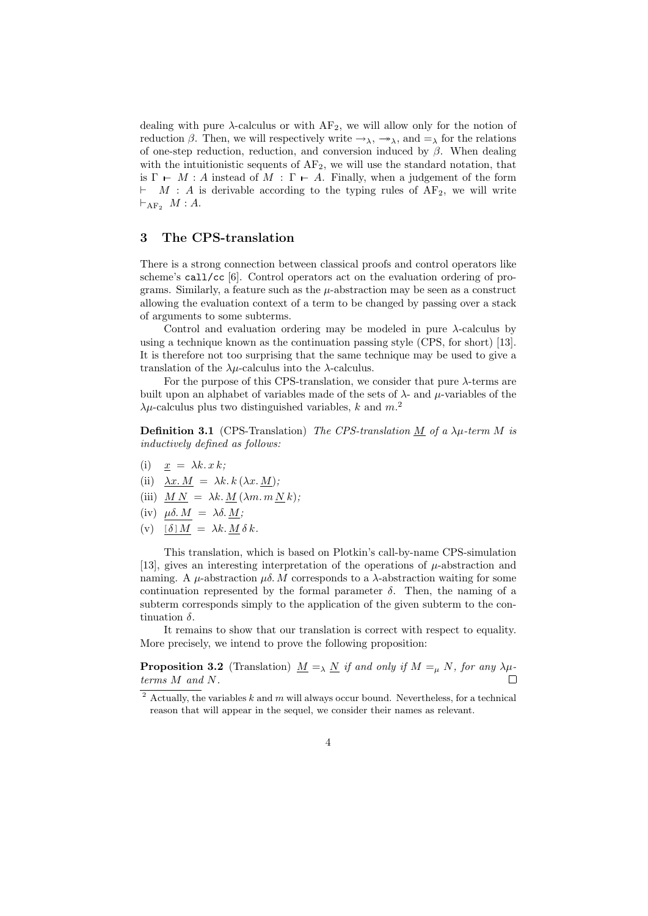dealing with pure $\lambda$-calculus or with $\mathrm{AF}_2$, we will allow only for the notion of reduction $\beta$. Then, we will respectively write $\rightarrow_\lambda$, $\twoheadrightarrow_\lambda$, and $=_\lambda$ for the relations of one-step reduction, reduction, and conversion induced by $\beta$. When dealing with the intuitionistic sequents of $\mathrm{AF}_2$, we will use the standard notation, that is $\Gamma \vdash M : A$ instead of $M : \Gamma \vdash A$. Finally, when a judgement of the form $\vdash M : A$ is derivable according to the typing rules of $\mathrm{AF}_2$, we will write $\vdash_{\mathrm{AF}_2} M : A$.

## 3 The CPS-translation

There is a strong connection between classical proofs and control operators like scheme's `call/cc` [6]. Control operators act on the evaluation ordering of programs. Similarly, a feature such as the $\mu$-abstraction may be seen as a construct allowing the evaluation context of a term to be changed by passing over a stack of arguments to some subterms.

Control and evaluation ordering may be modeled in pure $\lambda$-calculus by using a technique known as the continuation passing style (CPS, for short) [13]. It is therefore not too surprising that the same technique may be used to give a translation of the $\lambda\mu$-calculus into the $\lambda$-calculus.

For the purpose of this CPS-translation, we consider that pure $\lambda$-terms are built upon an alphabet of variables made of the sets of $\lambda$- and $\mu$-variables of the $\lambda\mu$-calculus plus two distinguished variables, $k$ and $m$.[2]

**Definition 3.1** (CPS-Translation) *The CPS-translation $\underline{M}$ of a $\lambda\mu$-term $M$ is inductively defined as follows:*

(i) $\underline{x} = \lambda k.\, x\, k$;

(ii) $\underline{\lambda x.\, M} = \lambda k.\, k\, (\lambda x.\, \underline{M})$;

(iii) $\underline{M\, N} = \lambda k.\, \underline{M}\, (\lambda m.\, m\, \underline{N}\, k)$;

(iv) $\underline{\mu\delta.\, M} = \lambda\delta.\, \underline{M}$;

(v) $\underline{[\delta]\, M} = \lambda k.\, \underline{M}\, \delta\, k$.

This translation, which is based on Plotkin's call-by-name CPS-simulation [13], gives an interesting interpretation of the operations of $\mu$-abstraction and naming. A $\mu$-abstraction $\mu\delta.\, M$ corresponds to a $\lambda$-abstraction waiting for some continuation represented by the formal parameter $\delta$. Then, the naming of a subterm corresponds simply to the application of the given subterm to the continuation $\delta$.

It remains to show that our translation is correct with respect to equality. More precisely, we intend to prove the following proposition:

**Proposition 3.2** (Translation) *$\underline{M} =_\lambda \underline{N}$ if and only if $M =_\mu N$, for any $\lambda\mu$-terms $M$ and $N$.* □

[2] Actually, the variables $k$ and $m$ will always occur bound. Nevertheless, for a technical reason that will appear in the sequel, we consider their names as relevant.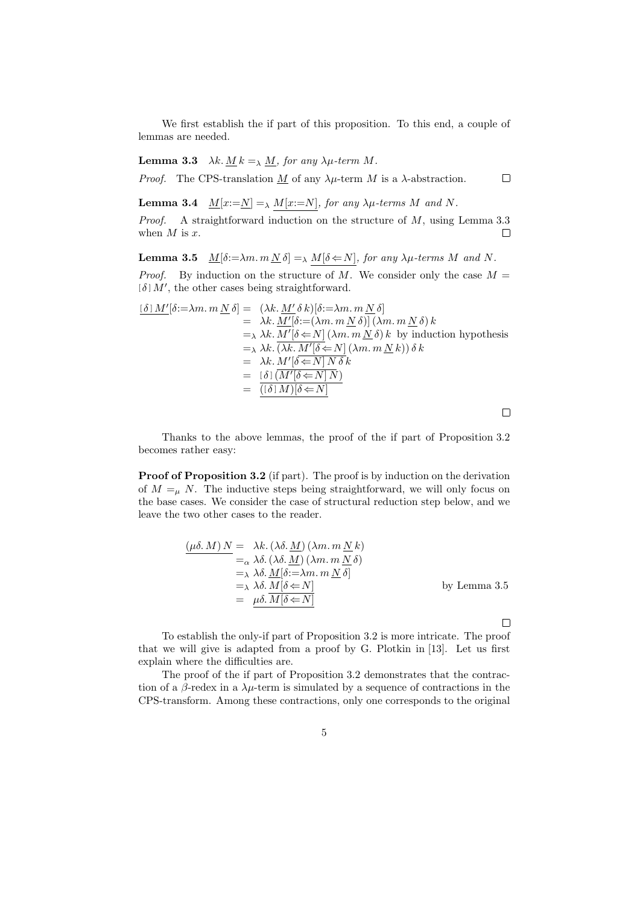We first establish the if part of this proposition. To this end, a couple of lemmas are needed.

**Lemma 3.3** $\lambda k.\,\underline{M}\,k =_\lambda \underline{M}$, *for any $\lambda\mu$-term $M$.*

*Proof.* The CPS-translation $\underline{M}$ of any $\lambda\mu$-term $M$ is a $\lambda$-abstraction. □

**Lemma 3.4** $\underline{M}[x{:=}\underline{N}] =_\lambda \underline{M[x{:=}N]}$, *for any $\lambda\mu$-terms $M$ and $N$.*

*Proof.* A straightforward induction on the structure of $M$, using Lemma 3.3 when $M$ is $x$. □

**Lemma 3.5** $\underline{M}[\delta{:=}\lambda m.\, m\,\underline{N}\,\delta] =_\lambda \underline{M[\delta \Leftarrow N]}$, *for any $\lambda\mu$-terms $M$ and $N$.*

*Proof.* By induction on the structure of $M$. We consider only the case $M = [\delta]\,M'$, the other cases being straightforward.

$$
\begin{array}{rcll}
\underline{[\delta]\,M'}[\delta{:=}\lambda m.\, m\,\underline{N}\,\delta] & = & (\lambda k.\,\underline{M'}\,\delta\,k)[\delta{:=}\lambda m.\, m\,\underline{N}\,\delta] & \\
& = & \lambda k.\,\underline{M'}[\delta{:=}(\lambda m.\, m\,\underline{N}\,\delta)]\,(\lambda m.\, m\,\underline{N}\,\delta)\,k & \\
& =_\lambda & \lambda k.\,\underline{M'[\delta \Leftarrow N]}\,(\lambda m.\, m\,\underline{N}\,\delta)\,k & \text{by induction hypothesis} \\
& =_\lambda & \lambda k.\,(\lambda k.\,\underline{M'[\delta \Leftarrow N]}\,(\lambda m.\, m\,\underline{N}\,k))\,\delta\,k & \\
& = & \lambda k.\,\underline{M'[\delta \Leftarrow N]\,N\,\delta\,k} & \\
& = & \underline{[\delta]\,(M'[\delta \Leftarrow N]\,N)} & \\
& = & \underline{([\delta]\,M)[\delta \Leftarrow N]} &
\end{array}
$$

□

Thanks to the above lemmas, the proof of the if part of Proposition 3.2 becomes rather easy:

**Proof of Proposition 3.2** (if part). The proof is by induction on the derivation of $M =_\mu N$. The inductive steps being straightforward, we will only focus on the base cases. We consider the case of structural reduction step below, and we leave the two other cases to the reader.

$$
\begin{array}{rcll}
\underline{(\mu\delta.\,M)\,N} & = & \lambda k.\,(\lambda\delta.\,\underline{M})\,(\lambda m.\, m\,\underline{N}\,k) & \\
& =_\alpha & \lambda\delta.\,(\lambda\delta.\,\underline{M})\,(\lambda m.\, m\,\underline{N}\,\delta) & \\
& =_\lambda & \lambda\delta.\,\underline{M}[\delta{:=}\lambda m.\, m\,\underline{N}\,\delta] & \\
& =_\lambda & \lambda\delta.\,\underline{M[\delta \Leftarrow N]} & \text{by Lemma 3.5} \\
& = & \underline{\mu\delta.\,M[\delta \Leftarrow N]} &
\end{array}
$$

□

To establish the only-if part of Proposition 3.2 is more intricate. The proof that we will give is adapted from a proof by G. Plotkin in [13]. Let us first explain where the difficulties are.

The proof of the if part of Proposition 3.2 demonstrates that the contraction of a $\beta$-redex in a $\lambda\mu$-term is simulated by a sequence of contractions in the CPS-transform. Among these contractions, only one corresponds to the original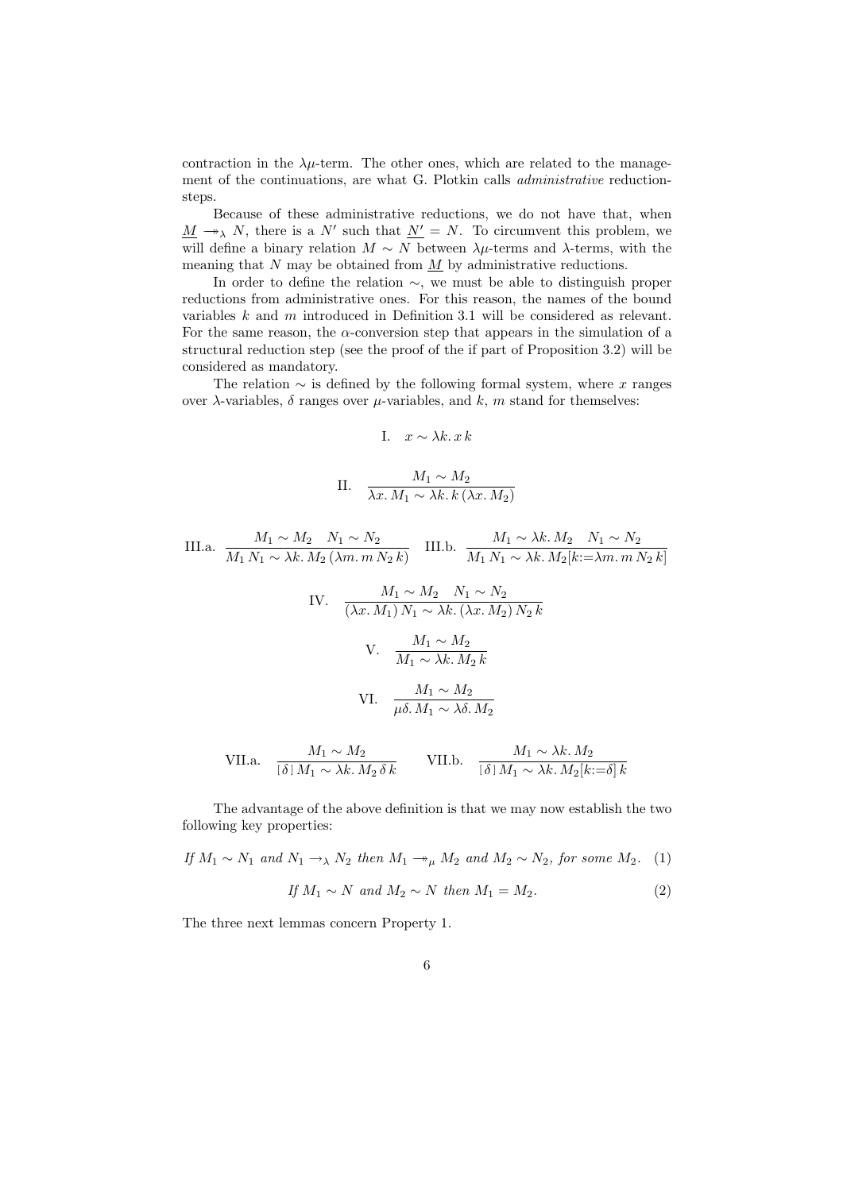contraction in the $\lambda\mu$-term. The other ones, which are related to the management of the continuations, are what G. Plotkin calls *administrative* reduction-steps.

Because of these administrative reductions, we do not have that, when $\underline{M} \twoheadrightarrow_\lambda N$, there is a $N'$ such that $\underline{N'} = N$. To circumvent this problem, we will define a binary relation $M \sim N$ between $\lambda\mu$-terms and $\lambda$-terms, with the meaning that $N$ may be obtained from $\underline{M}$ by administrative reductions.

In order to define the relation $\sim$, we must be able to distinguish proper reductions from administrative ones. For this reason, the names of the bound variables $k$ and $m$ introduced in Definition 3.1 will be considered as relevant. For the same reason, the $\alpha$-conversion step that appears in the simulation of a structural reduction step (see the proof of the if part of Proposition 3.2) will be considered as mandatory.

The relation $\sim$ is defined by the following formal system, where $x$ ranges over $\lambda$-variables, $\delta$ ranges over $\mu$-variables, and $k$, $m$ stand for themselves:

$$\text{I.} \quad x \sim \lambda k.\, x\, k$$

$$\text{II.} \quad \frac{M_1 \sim M_2}{\lambda x.\, M_1 \sim \lambda k.\, k\, (\lambda x.\, M_2)}$$

$$\text{III.a.} \quad \frac{M_1 \sim M_2 \quad N_1 \sim N_2}{M_1\, N_1 \sim \lambda k.\, M_2\, (\lambda m.\, m\, N_2\, k)} \qquad \text{III.b.} \quad \frac{M_1 \sim \lambda k.\, M_2 \quad N_1 \sim N_2}{M_1\, N_1 \sim \lambda k.\, M_2[k{:=}\lambda m.\, m\, N_2\, k]}$$

$$\text{IV.} \quad \frac{M_1 \sim M_2 \quad N_1 \sim N_2}{(\lambda x.\, M_1)\, N_1 \sim \lambda k.\, (\lambda x.\, M_2)\, N_2\, k}$$

$$\text{V.} \quad \frac{M_1 \sim M_2}{M_1 \sim \lambda k.\, M_2\, k}$$

$$\text{VI.} \quad \frac{M_1 \sim M_2}{\mu\delta.\, M_1 \sim \lambda\delta.\, M_2}$$

$$\text{VII.a.} \quad \frac{M_1 \sim M_2}{[\delta]\, M_1 \sim \lambda k.\, M_2\, \delta\, k} \qquad \text{VII.b.} \quad \frac{M_1 \sim \lambda k.\, M_2}{[\delta]\, M_1 \sim \lambda k.\, M_2[k{:=}\delta]\, k}$$

The advantage of the above definition is that we may now establish the two following key properties:

$$\textit{If } M_1 \sim N_1 \textit{ and } N_1 \rightarrow_\lambda N_2 \textit{ then } M_1 \twoheadrightarrow_\mu M_2 \textit{ and } M_2 \sim N_2, \textit{ for some } M_2. \quad (1)$$

$$\textit{If } M_1 \sim N \textit{ and } M_2 \sim N \textit{ then } M_1 = M_2. \quad (2)$$

The three next lemmas concern Property 1.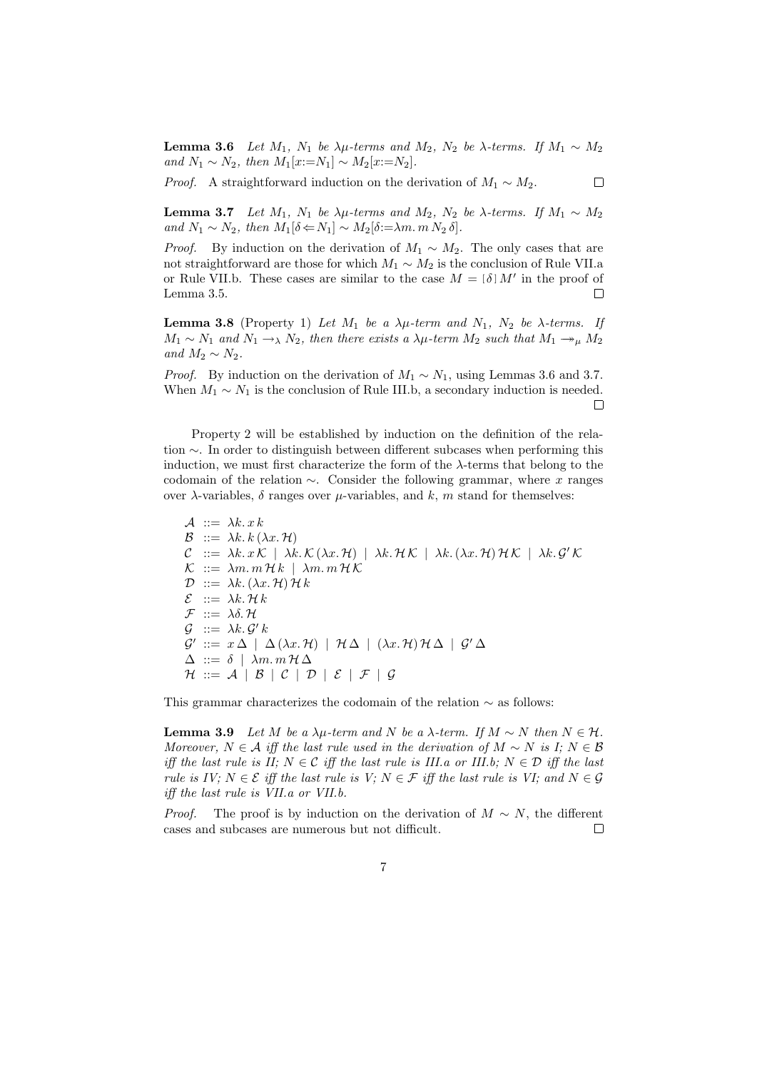**Lemma 3.6** *Let $M_1$, $N_1$ be $\lambda\mu$-terms and $M_2$, $N_2$ be $\lambda$-terms. If $M_1 \sim M_2$ and $N_1 \sim N_2$, then $M_1[x{:=}N_1] \sim M_2[x{:=}N_2]$.*

*Proof.* A straightforward induction on the derivation of $M_1 \sim M_2$. $\square$

**Lemma 3.7** *Let $M_1$, $N_1$ be $\lambda\mu$-terms and $M_2$, $N_2$ be $\lambda$-terms. If $M_1 \sim M_2$ and $N_1 \sim N_2$, then $M_1[\delta \Leftarrow N_1] \sim M_2[\delta{:=}\lambda m.\, m\, N_2\, \delta]$.*

*Proof.* By induction on the derivation of $M_1 \sim M_2$. The only cases that are not straightforward are those for which $M_1 \sim M_2$ is the conclusion of Rule VII.a or Rule VII.b. These cases are similar to the case $M = [\delta]\, M'$ in the proof of Lemma 3.5. $\square$

**Lemma 3.8** (Property 1) *Let $M_1$ be a $\lambda\mu$-term and $N_1$, $N_2$ be $\lambda$-terms. If $M_1 \sim N_1$ and $N_1 \rightarrow_\lambda N_2$, then there exists a $\lambda\mu$-term $M_2$ such that $M_1 \twoheadrightarrow_\mu M_2$ and $M_2 \sim N_2$.*

*Proof.* By induction on the derivation of $M_1 \sim N_1$, using Lemmas 3.6 and 3.7. When $M_1 \sim N_1$ is the conclusion of Rule III.b, a secondary induction is needed. $\square$

Property 2 will be established by induction on the definition of the relation $\sim$. In order to distinguish between different subcases when performing this induction, we must first characterize the form of the $\lambda$-terms that belong to the codomain of the relation $\sim$. Consider the following grammar, where $x$ ranges over $\lambda$-variables, $\delta$ ranges over $\mu$-variables, and $k$, $m$ stand for themselves:

$$
\begin{array}{rcl}
\mathcal{A} & ::= & \lambda k.\, x\, k \\
\mathcal{B} & ::= & \lambda k.\, k\, (\lambda x.\, \mathcal{H}) \\
\mathcal{C} & ::= & \lambda k.\, x\, \mathcal{K} \mid \lambda k.\, \mathcal{K}\, (\lambda x.\, \mathcal{H}) \mid \lambda k.\, \mathcal{H}\, \mathcal{K} \mid \lambda k.\, (\lambda x.\, \mathcal{H})\, \mathcal{H}\, \mathcal{K} \mid \lambda k.\, \mathcal{G}'\, \mathcal{K} \\
\mathcal{K} & ::= & \lambda m.\, m\, \mathcal{H}\, k \mid \lambda m.\, m\, \mathcal{H}\, \mathcal{K} \\
\mathcal{D} & ::= & \lambda k.\, (\lambda x.\, \mathcal{H})\, \mathcal{H}\, k \\
\mathcal{E} & ::= & \lambda k.\, \mathcal{H}\, k \\
\mathcal{F} & ::= & \lambda \delta.\, \mathcal{H} \\
\mathcal{G} & ::= & \lambda k.\, \mathcal{G}'\, k \\
\mathcal{G}' & ::= & x\, \Delta \mid \Delta\, (\lambda x.\, \mathcal{H}) \mid \mathcal{H}\, \Delta \mid (\lambda x.\, \mathcal{H})\, \mathcal{H}\, \Delta \mid \mathcal{G}'\, \Delta \\
\Delta & ::= & \delta \mid \lambda m.\, m\, \mathcal{H}\, \Delta \\
\mathcal{H} & ::= & \mathcal{A} \mid \mathcal{B} \mid \mathcal{C} \mid \mathcal{D} \mid \mathcal{E} \mid \mathcal{F} \mid \mathcal{G}
\end{array}
$$

This grammar characterizes the codomain of the relation $\sim$ as follows:

**Lemma 3.9** *Let $M$ be a $\lambda\mu$-term and $N$ be a $\lambda$-term. If $M \sim N$ then $N \in \mathcal{H}$. Moreover, $N \in \mathcal{A}$ iff the last rule used in the derivation of $M \sim N$ is I; $N \in \mathcal{B}$ iff the last rule is II; $N \in \mathcal{C}$ iff the last rule is III.a or III.b; $N \in \mathcal{D}$ iff the last rule is IV; $N \in \mathcal{E}$ iff the last rule is V; $N \in \mathcal{F}$ iff the last rule is VI; and $N \in \mathcal{G}$ iff the last rule is VII.a or VII.b.*

*Proof.* The proof is by induction on the derivation of $M \sim N$, the different cases and subcases are numerous but not difficult. $\square$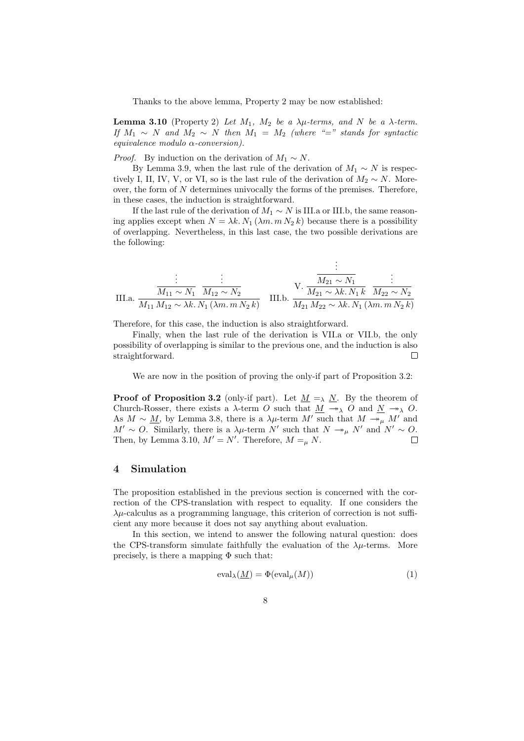Thanks to the above lemma, Property 2 may be now established:

**Lemma 3.10** (Property 2) *Let $M_1$, $M_2$ be a $\lambda\mu$-terms, and $N$ be a $\lambda$-term. If $M_1 \sim N$ and $M_2 \sim N$ then $M_1 = M_2$ (where "$=$" stands for syntactic equivalence modulo $\alpha$-conversion).*

*Proof.* By induction on the derivation of $M_1 \sim N$.

By Lemma 3.9, when the last rule of the derivation of $M_1 \sim N$ is respectively I, II, IV, V, or VI, so is the last rule of the derivation of $M_2 \sim N$. Moreover, the form of $N$ determines univocally the forms of the premises. Therefore, in these cases, the induction is straightforward.

If the last rule of the derivation of $M_1 \sim N$ is III.a or III.b, the same reasoning applies except when $N = \lambda k.\, N_1\, (\lambda m.\, m\, N_2\, k)$ because there is a possibility of overlapping. Nevertheless, in this last case, the two possible derivations are the following:

$$\text{III.a.}\ \frac{\dfrac{\vdots}{M_{11} \sim N_1} \quad \dfrac{\vdots}{M_{12} \sim N_2}}{M_{11}\, M_{12} \sim \lambda k.\, N_1\, (\lambda m.\, m\, N_2\, k)} \qquad \text{III.b.}\ \frac{\text{V.}\ \dfrac{\dfrac{\vdots}{M_{21} \sim N_1}}{M_{21} \sim \lambda k.\, N_1\, k} \quad \dfrac{\vdots}{M_{22} \sim N_2}}{M_{21}\, M_{22} \sim \lambda k.\, N_1\, (\lambda m.\, m\, N_2\, k)}$$

Therefore, for this case, the induction is also straightforward.

Finally, when the last rule of the derivation is VII.a or VII.b, the only possibility of overlapping is similar to the previous one, and the induction is also straightforward. $\square$

We are now in the position of proving the only-if part of Proposition 3.2:

**Proof of Proposition 3.2** (only-if part). Let $\underline{M} =_\lambda \underline{N}$. By the theorem of Church-Rosser, there exists a $\lambda$-term $O$ such that $\underline{M} \twoheadrightarrow_\lambda O$ and $\underline{N} \twoheadrightarrow_\lambda O$. As $M \sim \underline{M}$, by Lemma 3.8, there is a $\lambda\mu$-term $M'$ such that $M \twoheadrightarrow_\mu M'$ and $M' \sim O$. Similarly, there is a $\lambda\mu$-term $N'$ such that $N \twoheadrightarrow_\mu N'$ and $N' \sim O$. Then, by Lemma 3.10, $M' = N'$. Therefore, $M =_\mu N$. $\square$

## 4 Simulation

The proposition established in the previous section is concerned with the correction of the CPS-translation with respect to equality. If one considers the $\lambda\mu$-calculus as a programming language, this criterion of correction is not sufficient any more because it does not say anything about evaluation.

In this section, we intend to answer the following natural question: does the CPS-transform simulate faithfully the evaluation of the $\lambda\mu$-terms. More precisely, is there a mapping $\Phi$ such that:

$$\text{eval}_\lambda(\underline{M}) = \Phi(\text{eval}_\mu(M)) \tag{1}$$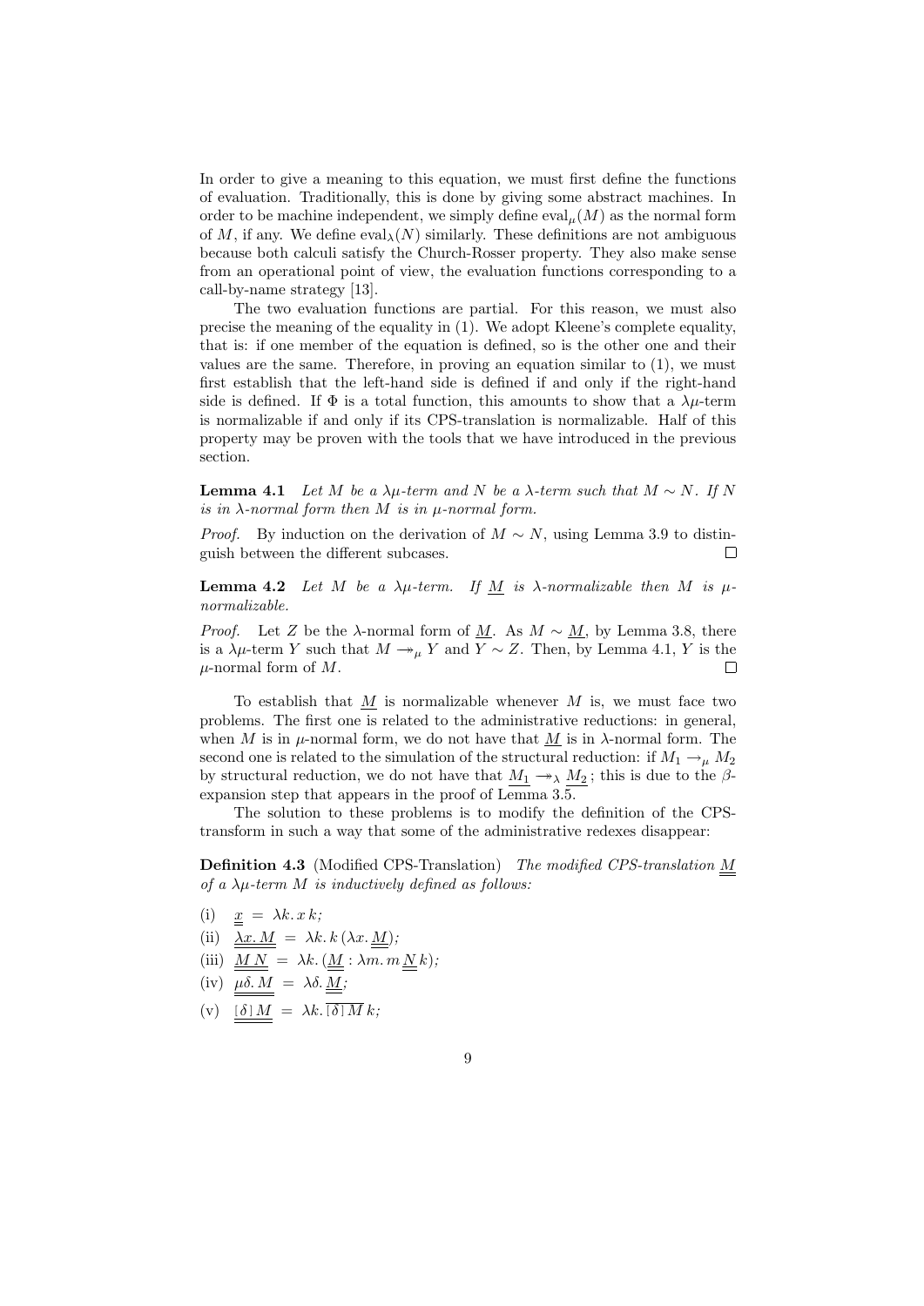In order to give a meaning to this equation, we must first define the functions of evaluation. Traditionally, this is done by giving some abstract machines. In order to be machine independent, we simply define $\mathrm{eval}_\mu(M)$ as the normal form of $M$, if any. We define $\mathrm{eval}_\lambda(N)$ similarly. These definitions are not ambiguous because both calculi satisfy the Church-Rosser property. They also make sense from an operational point of view, the evaluation functions corresponding to a call-by-name strategy [13].

The two evaluation functions are partial. For this reason, we must also precise the meaning of the equality in (1). We adopt Kleene's complete equality, that is: if one member of the equation is defined, so is the other one and their values are the same. Therefore, in proving an equation similar to (1), we must first establish that the left-hand side is defined if and only if the right-hand side is defined. If $\Phi$ is a total function, this amounts to show that a $\lambda\mu$-term is normalizable if and only if its CPS-translation is normalizable. Half of this property may be proven with the tools that we have introduced in the previous section.

**Lemma 4.1** *Let $M$ be a $\lambda\mu$-term and $N$ be a $\lambda$-term such that $M \sim N$. If $N$ is in $\lambda$-normal form then $M$ is in $\mu$-normal form.*

*Proof.* By induction on the derivation of $M \sim N$, using Lemma 3.9 to distinguish between the different subcases. □

**Lemma 4.2** *Let $M$ be a $\lambda\mu$-term. If $\underline{M}$ is $\lambda$-normalizable then $M$ is $\mu$-normalizable.*

*Proof.* Let $Z$ be the $\lambda$-normal form of $\underline{M}$. As $M \sim \underline{M}$, by Lemma 3.8, there is a $\lambda\mu$-term $Y$ such that $M \twoheadrightarrow_\mu Y$ and $Y \sim Z$. Then, by Lemma 4.1, $Y$ is the $\mu$-normal form of $M$. □

To establish that $\underline{M}$ is normalizable whenever $M$ is, we must face two problems. The first one is related to the administrative reductions: in general, when $M$ is in $\mu$-normal form, we do not have that $\underline{M}$ is in $\lambda$-normal form. The second one is related to the simulation of the structural reduction: if $M_1 \rightarrow_\mu M_2$ by structural reduction, we do not have that $\underline{M_1} \twoheadrightarrow_\lambda \underline{M_2}$; this is due to the $\beta$-expansion step that appears in the proof of Lemma 3.5.

The solution to these problems is to modify the definition of the CPS-transform in such a way that some of the administrative redexes disappear:

**Definition 4.3** (Modified CPS-Translation) *The modified CPS-translation $\underline{\underline{M}}$ of a $\lambda\mu$-term $M$ is inductively defined as follows:*

(i) $\underline{\underline{x}} \;=\; \lambda k.\, x\, k$;

(ii) $\underline{\underline{\lambda x.\, M}} \;=\; \lambda k.\, k\, (\lambda x.\, \underline{\underline{M}})$;

(iii) $\underline{\underline{M\, N}} \;=\; \lambda k.\, (\underline{\underline{M}} : \lambda m.\, m\, \underline{\underline{N}}\, k)$;

(iv) $\underline{\underline{\mu\delta.\, M}} \;=\; \lambda\delta.\, \underline{\underline{M}}$;

(v) $\underline{\underline{[\delta]\, M}} \;=\; \lambda k.\, \overline{[\delta]\, M}\, k$;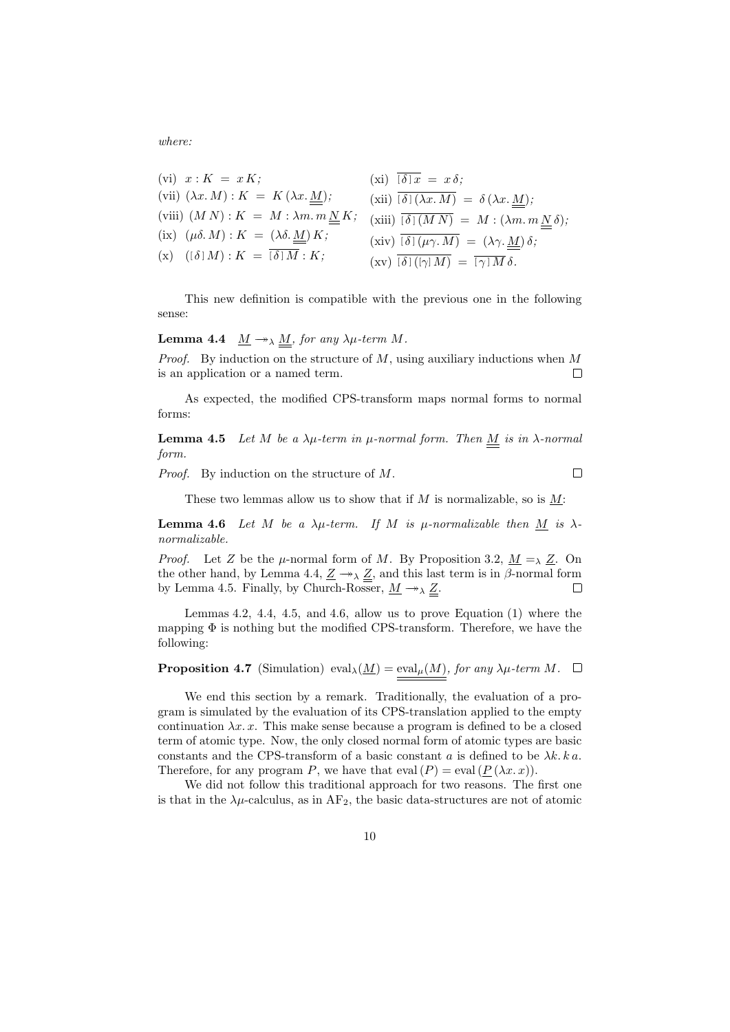*where:*

(vi) $x : K \;=\; x\,K$;

(vii) $(\lambda x.\, M) : K \;=\; K\,(\lambda x.\, \underline{\underline{M}})$;

(viii) $(M\,N) : K \;=\; M : \lambda m.\, m\,\underline{\underline{N}}\,K$;

(ix) $(\mu\delta.\, M) : K \;=\; (\lambda\delta.\, \underline{\underline{M}})\,K$;

(x) $([\delta]\,M) : K \;=\; \overline{[\delta]\,M} : K$;

(xi) $\overline{[\delta]\,x} \;=\; x\,\delta$;

(xii) $\overline{[\delta]\,(\lambda x.\, M)} \;=\; \delta\,(\lambda x.\, \underline{\underline{M}})$;

(xiii) $\overline{[\delta]\,(M\,N)} \;=\; M : (\lambda m.\, m\,\underline{\underline{N}}\,\delta)$;

(xiv) $\overline{[\delta]\,(\mu\gamma.\, M)} \;=\; (\lambda\gamma.\, \underline{\underline{M}})\,\delta$;

(xv) $\overline{[\delta]\,([\gamma]\,M)} \;=\; \overline{[\gamma]\,M}\,\delta$.

This new definition is compatible with the previous one in the following sense:

**Lemma 4.4** *$\underline{M} \twoheadrightarrow_\lambda \underline{\underline{M}}$, for any $\lambda\mu$-term $M$.*

*Proof.* By induction on the structure of $M$, using auxiliary inductions when $M$ is an application or a named term. □

As expected, the modified CPS-transform maps normal forms to normal forms:

**Lemma 4.5** *Let $M$ be a $\lambda\mu$-term in $\mu$-normal form. Then $\underline{\underline{M}}$ is in $\lambda$-normal form.*

*Proof.* By induction on the structure of $M$. □

These two lemmas allow us to show that if $M$ is normalizable, so is $\underline{M}$:

**Lemma 4.6** *Let $M$ be a $\lambda\mu$-term. If $M$ is $\mu$-normalizable then $\underline{M}$ is $\lambda$-normalizable.*

*Proof.* Let $Z$ be the $\mu$-normal form of $M$. By Proposition 3.2, $\underline{M} =_\lambda \underline{Z}$. On the other hand, by Lemma 4.4, $\underline{Z} \twoheadrightarrow_\lambda \underline{\underline{Z}}$, and this last term is in $\beta$-normal form by Lemma 4.5. Finally, by Church-Rosser, $\underline{M} \twoheadrightarrow_\lambda \underline{\underline{Z}}$. □

Lemmas 4.2, 4.4, 4.5, and 4.6, allow us to prove Equation (1) where the mapping $\Phi$ is nothing but the modified CPS-transform. Therefore, we have the following:

**Proposition 4.7** (Simulation) *$\mathrm{eval}_\lambda(\underline{M}) = \underline{\underline{\mathrm{eval}_\mu(M)}}$, for any $\lambda\mu$-term $M$.* □

We end this section by a remark. Traditionally, the evaluation of a program is simulated by the evaluation of its CPS-translation applied to the empty continuation $\lambda x.\, x$. This make sense because a program is defined to be a closed term of atomic type. Now, the only closed normal form of atomic types are basic constants and the CPS-transform of a basic constant $a$ is defined to be $\lambda k.\, k\, a$. Therefore, for any program $P$, we have that $\mathrm{eval}\,(P) = \mathrm{eval}\,(\underline{P}\,(\lambda x.\, x))$.

We did not follow this traditional approach for two reasons. The first one is that in the $\lambda\mu$-calculus, as in $\mathrm{AF}_2$, the basic data-structures are not of atomic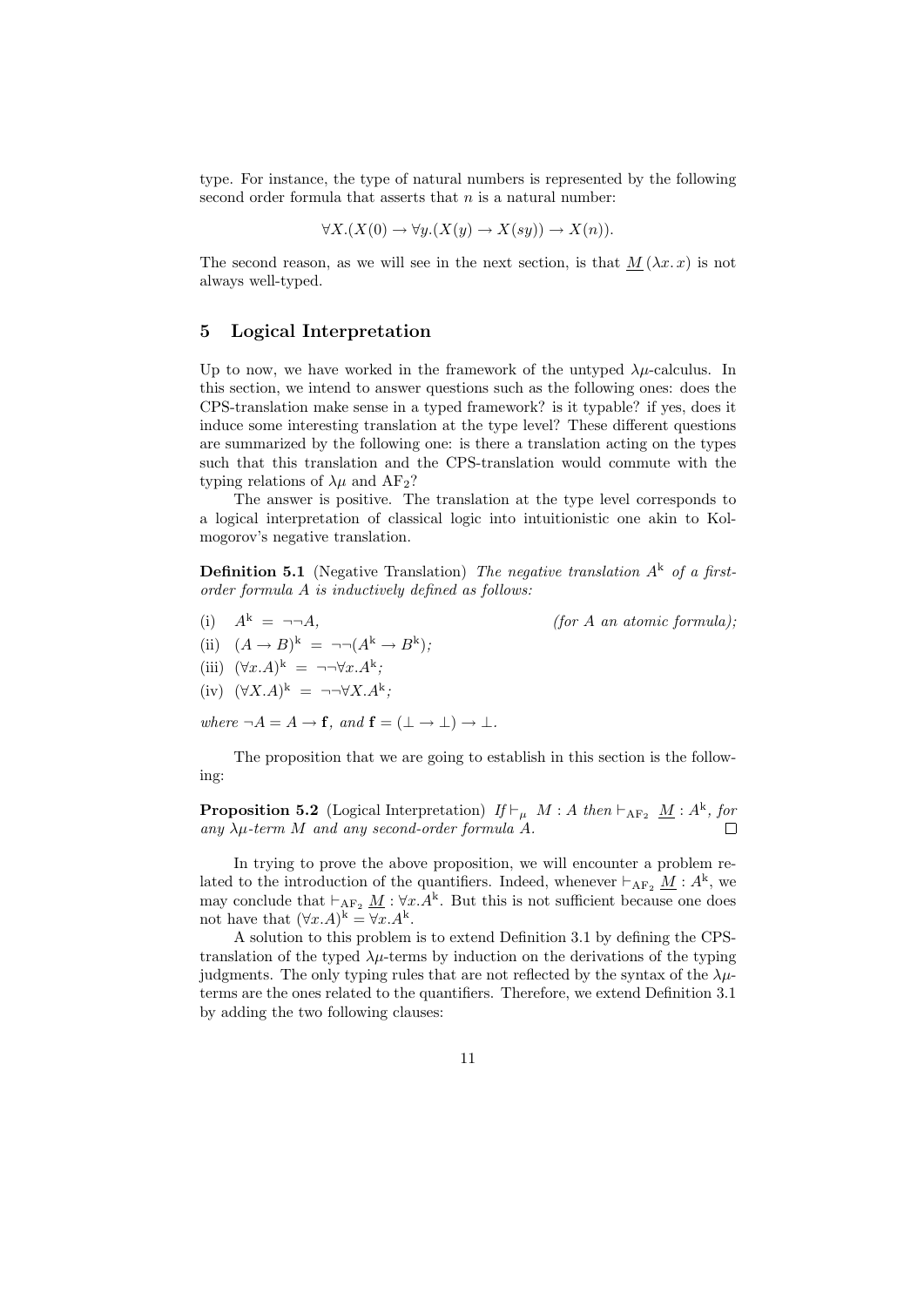type. For instance, the type of natural numbers is represented by the following second order formula that asserts that $n$ is a natural number:

$$\forall X.(X(0) \to \forall y.(X(y) \to X(sy)) \to X(n)).$$

The second reason, as we will see in the next section, is that $\underline{M}\,(\lambda x.\, x)$ is not always well-typed.

## 5 Logical Interpretation

Up to now, we have worked in the framework of the untyped $\lambda\mu$-calculus. In this section, we intend to answer questions such as the following ones: does the CPS-translation make sense in a typed framework? is it typable? if yes, does it induce some interesting translation at the type level? These different questions are summarized by the following one: is there a translation acting on the types such that this translation and the CPS-translation would commute with the typing relations of $\lambda\mu$ and $\mathrm{AF}_2$?

The answer is positive. The translation at the type level corresponds to a logical interpretation of classical logic into intuitionistic one akin to Kolmogorov's negative translation.

**Definition 5.1** (Negative Translation) *The negative translation $A^{\mathrm{k}}$ of a first-order formula $A$ is inductively defined as follows:*

(i) $A^{\mathrm{k}} \;=\; \neg\neg A,$ *(for $A$ an atomic formula);*

(ii) $(A \to B)^{\mathrm{k}} \;=\; \neg\neg(A^{\mathrm{k}} \to B^{\mathrm{k}})$*;*

(iii) $(\forall x.A)^{\mathrm{k}} \;=\; \neg\neg\forall x.A^{\mathrm{k}}$*;*

(iv) $(\forall X.A)^{\mathrm{k}} \;=\; \neg\neg\forall X.A^{\mathrm{k}}$*;*

*where $\neg A = A \to \mathbf{f}$, and $\mathbf{f} = (\bot \to \bot) \to \bot$.*

The proposition that we are going to establish in this section is the following:

**Proposition 5.2** (Logical Interpretation) *If $\vdash_{\mu}\; M : A$ then $\vdash_{\mathrm{AF}_2}\; \underline{M} : A^{\mathrm{k}}$, for any $\lambda\mu$-term $M$ and any second-order formula $A$.* □

In trying to prove the above proposition, we will encounter a problem related to the introduction of the quantifiers. Indeed, whenever $\vdash_{\mathrm{AF}_2} \underline{M} : A^{\mathrm{k}}$, we may conclude that $\vdash_{\mathrm{AF}_2} \underline{M} : \forall x.A^{\mathrm{k}}$. But this is not sufficient because one does not have that $(\forall x.A)^{\mathrm{k}} = \forall x.A^{\mathrm{k}}$.

A solution to this problem is to extend Definition 3.1 by defining the CPS-translation of the typed $\lambda\mu$-terms by induction on the derivations of the typing judgments. The only typing rules that are not reflected by the syntax of the $\lambda\mu$-terms are the ones related to the quantifiers. Therefore, we extend Definition 3.1 by adding the two following clauses: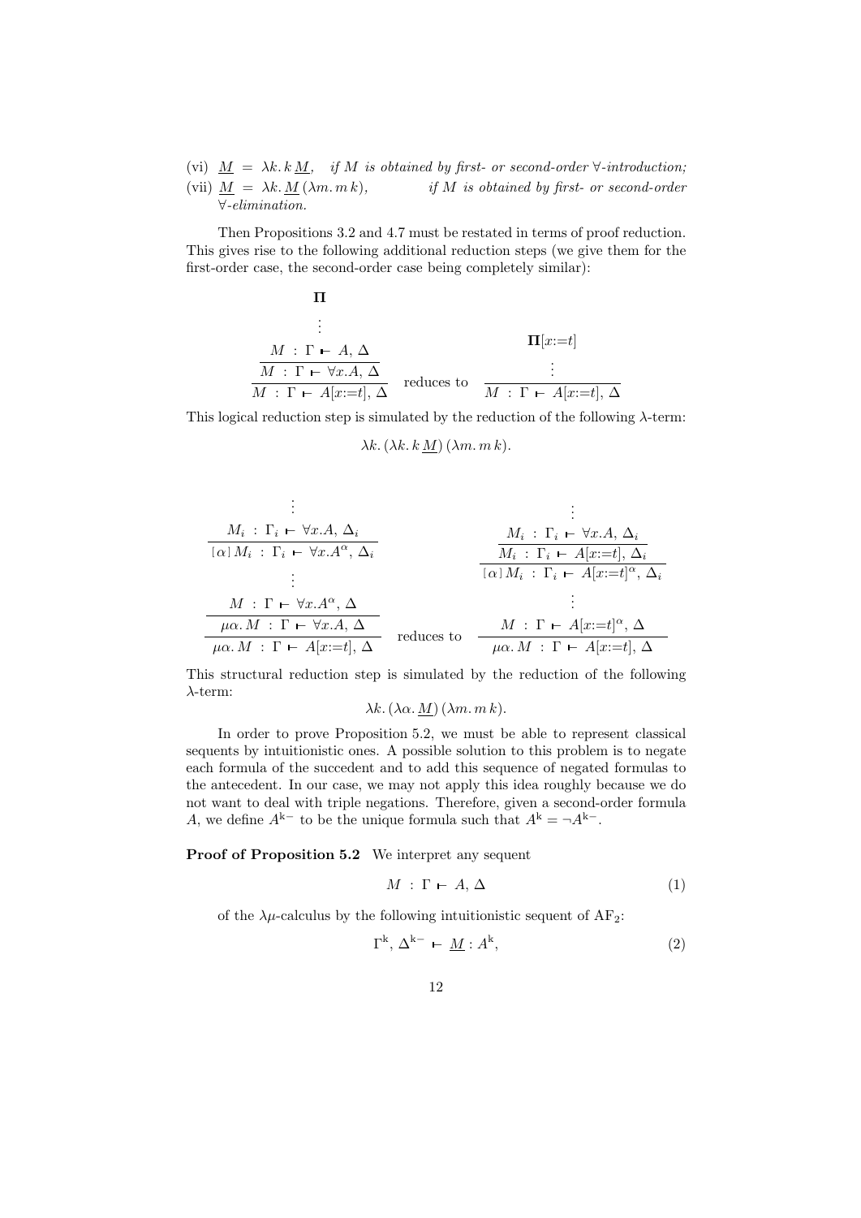(vi) $\underline{M} \;=\; \lambda k.\, k\, \underline{M}$, *if $M$ is obtained by first- or second-order $\forall$-introduction;*

(vii) $\underline{M} \;=\; \lambda k.\, \underline{M}\, (\lambda m.\, m\, k)$, *if $M$ is obtained by first- or second-order $\forall$-elimination.*

Then Propositions 3.2 and 4.7 must be restated in terms of proof reduction. This gives rise to the following additional reduction steps (we give them for the first-order case, the second-order case being completely similar):

$$
\dfrac{\dfrac{\begin{array}{c}\mathbf{\Pi}\\ \vdots \\ M \;:\; \Gamma \vdash A,\, \Delta\end{array}}{M \;:\; \Gamma \vdash \forall x.A,\, \Delta}}{M \;:\; \Gamma \vdash A[x{:=}t],\, \Delta}
\quad \text{reduces to} \quad
\dfrac{\begin{array}{c}\mathbf{\Pi}[x{:=}t]\\ \vdots\end{array}}{M \;:\; \Gamma \vdash A[x{:=}t],\, \Delta}
$$

This logical reduction step is simulated by the reduction of the following $\lambda$-term:

$$\lambda k.\, (\lambda k.\, k\, \underline{M})\, (\lambda m.\, m\, k).$$

$$
\dfrac{\dfrac{\begin{array}{c}\dfrac{\begin{array}{c}\vdots\\ M_i \;:\; \Gamma_i \vdash \forall x.A,\, \Delta_i\end{array}}{[\alpha]\, M_i \;:\; \Gamma_i \vdash \forall x.A^{\alpha},\, \Delta_i}\\ \vdots \\ M \;:\; \Gamma \vdash \forall x.A^{\alpha},\, \Delta\end{array}}{\mu\alpha.\, M \;:\; \Gamma \vdash \forall x.A,\, \Delta}}{\mu\alpha.\, M \;:\; \Gamma \vdash A[x{:=}t],\, \Delta}
\quad \text{reduces to} \quad
\dfrac{\begin{array}{c}\dfrac{\dfrac{\begin{array}{c}\vdots\\ M_i \;:\; \Gamma_i \vdash \forall x.A,\, \Delta_i\end{array}}{M_i \;:\; \Gamma_i \vdash A[x{:=}t],\, \Delta_i}}{[\alpha]\, M_i \;:\; \Gamma_i \vdash A[x{:=}t]^{\alpha},\, \Delta_i}\\ \vdots \\ M \;:\; \Gamma \vdash A[x{:=}t]^{\alpha},\, \Delta\end{array}}{\mu\alpha.\, M \;:\; \Gamma \vdash A[x{:=}t],\, \Delta}
$$

This structural reduction step is simulated by the reduction of the following $\lambda$-term:

$$\lambda k.\, (\lambda\alpha.\, \underline{M})\, (\lambda m.\, m\, k).$$

In order to prove Proposition 5.2, we must be able to represent classical sequents by intuitionistic ones. A possible solution to this problem is to negate each formula of the succedent and to add this sequence of negated formulas to the antecedent. In our case, we may not apply this idea roughly because we do not want to deal with triple negations. Therefore, given a second-order formula $A$, we define $A^{\mathrm{k}-}$ to be the unique formula such that $A^{\mathrm{k}} = \neg A^{\mathrm{k}-}$.

**Proof of Proposition 5.2** We interpret any sequent

$$M \;:\; \Gamma \vdash A,\, \Delta \tag{1}$$

of the $\lambda\mu$-calculus by the following intuitionistic sequent of $\mathrm{AF}_2$:

$$\Gamma^{\mathrm{k}},\, \Delta^{\mathrm{k}-} \vdash \underline{M} : A^{\mathrm{k}}, \tag{2}$$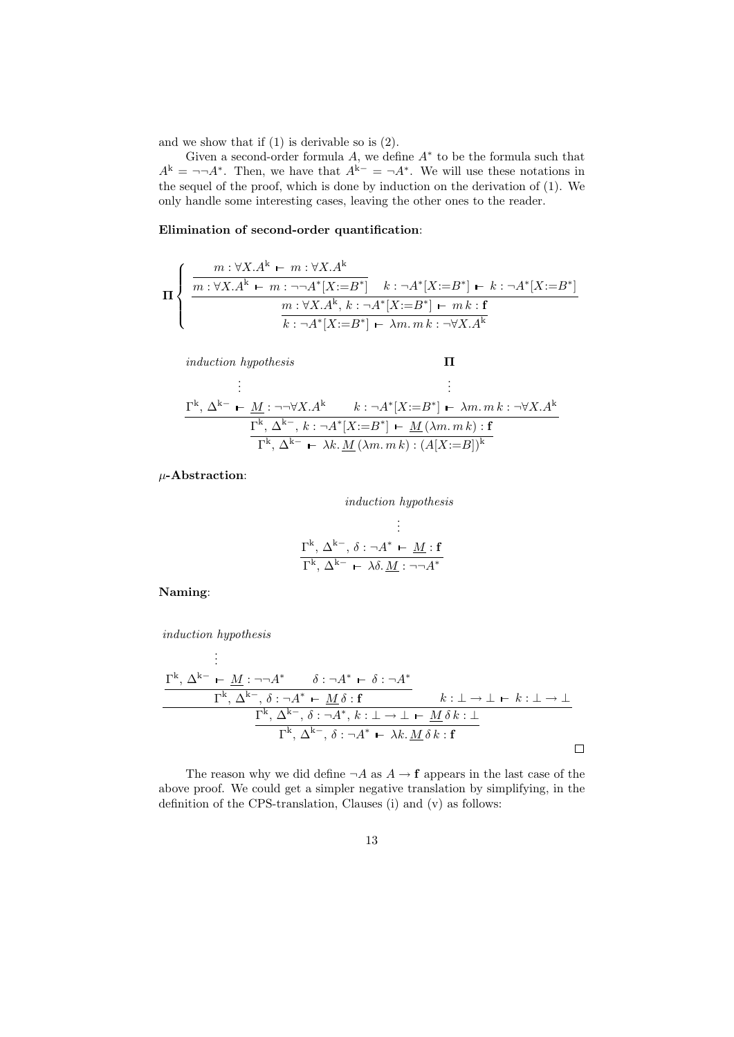and we show that if (1) is derivable so is (2).

Given a second-order formula $A$, we define $A^*$ to be the formula such that $A^{\mathrm{k}} = \neg\neg A^*$. Then, we have that $A^{\mathrm{k}-} = \neg A^*$. We will use these notations in the sequel of the proof, which is done by induction on the derivation of (1). We only handle some interesting cases, leaving the other ones to the reader.

**Elimination of second-order quantification**:

$$\mathbf{\Pi}\left\{\dfrac{\dfrac{\dfrac{}{m : \forall X.A^{\mathrm{k}} \vdash m : \forall X.A^{\mathrm{k}}}}{m : \forall X.A^{\mathrm{k}} \vdash m : \neg\neg A^*[X{:=}B^*]} \qquad k : \neg A^*[X{:=}B^*] \vdash k : \neg A^*[X{:=}B^*]}{\dfrac{m : \forall X.A^{\mathrm{k}},\, k : \neg A^*[X{:=}B^*] \vdash m\, k : \mathbf{f}}{k : \neg A^*[X{:=}B^*] \vdash \lambda m.\, m\, k : \neg\forall X.A^{\mathrm{k}}}}\right.$$

$$\dfrac{\dfrac{\begin{array}{c}\textit{induction hypothesis}\\ \vdots \\ \Gamma^{\mathrm{k}},\, \Delta^{\mathrm{k}-} \vdash \underline{M} : \neg\neg\forall X.A^{\mathrm{k}}\end{array} \qquad \begin{array}{c}\mathbf{\Pi}\\ \vdots \\ k : \neg A^*[X{:=}B^*] \vdash \lambda m.\, m\, k : \neg\forall X.A^{\mathrm{k}}\end{array}}{\Gamma^{\mathrm{k}},\, \Delta^{\mathrm{k}-},\, k : \neg A^*[X{:=}B^*] \vdash \underline{M}\,(\lambda m.\, m\, k) : \mathbf{f}}}{\Gamma^{\mathrm{k}},\, \Delta^{\mathrm{k}-} \vdash \lambda k.\, \underline{M}\,(\lambda m.\, m\, k) : (A[X{:=}B])^{\mathrm{k}}}$$

**$\mu$-Abstraction**:

$$\dfrac{\begin{array}{c}\textit{induction hypothesis}\\ \vdots \\ \Gamma^{\mathrm{k}},\, \Delta^{\mathrm{k}-},\, \delta : \neg A^* \vdash \underline{M} : \mathbf{f}\end{array}}{\Gamma^{\mathrm{k}},\, \Delta^{\mathrm{k}-} \vdash \lambda\delta.\, \underline{M} : \neg\neg A^*}$$

**Naming**:

$$\dfrac{\dfrac{\begin{array}{c}\textit{induction hypothesis}\\ \vdots \\ \Gamma^{\mathrm{k}},\, \Delta^{\mathrm{k}-} \vdash \underline{M} : \neg\neg A^*\end{array} \qquad \delta : \neg A^* \vdash \delta : \neg A^*}{\Gamma^{\mathrm{k}},\, \Delta^{\mathrm{k}-},\, \delta : \neg A^* \vdash \underline{M}\,\delta : \mathbf{f}} \qquad k : \bot \to \bot \vdash k : \bot \to \bot}{\dfrac{\Gamma^{\mathrm{k}},\, \Delta^{\mathrm{k}-},\, \delta : \neg A^*,\, k : \bot \to \bot \vdash \underline{M}\,\delta\, k : \bot}{\Gamma^{\mathrm{k}},\, \Delta^{\mathrm{k}-},\, \delta : \neg A^* \vdash \lambda k.\, \underline{M}\,\delta\, k : \mathbf{f}}}$$

□

The reason why we did define $\neg A$ as $A \to \mathbf{f}$ appears in the last case of the above proof. We could get a simpler negative translation by simplifying, in the definition of the CPS-translation, Clauses (i) and (v) as follows: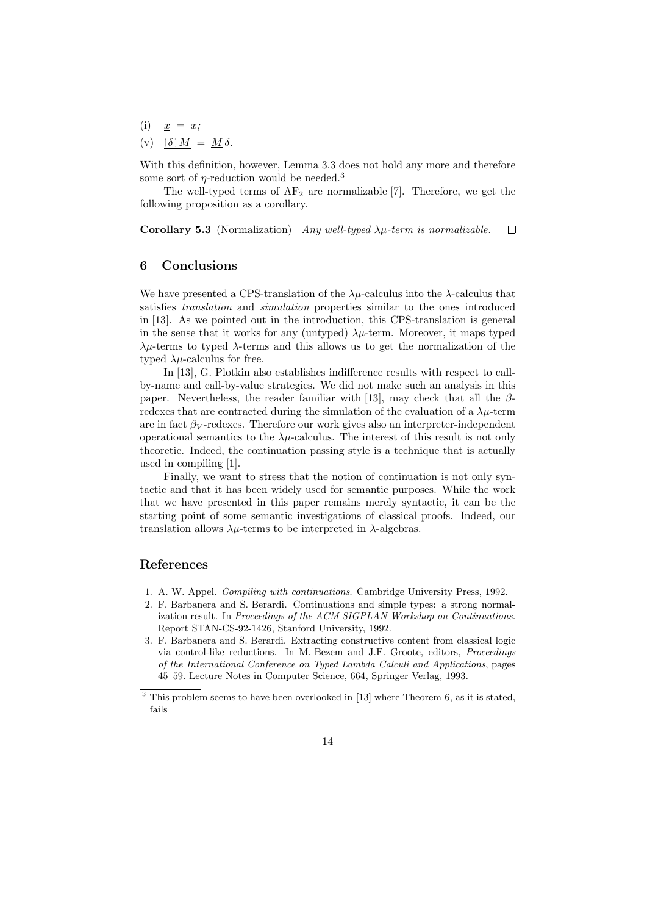(i) $\underline{x} \;=\; x$;

(v) $\underline{\lfloor\delta\rfloor M} \;=\; \underline{M}\,\delta$.

With this definition, however, Lemma 3.3 does not hold any more and therefore some sort of $\eta$-reduction would be needed.[3]

The well-typed terms of $\mathrm{AF}_2$ are normalizable [7]. Therefore, we get the following proposition as a corollary.

**Corollary 5.3** (Normalization) *Any well-typed $\lambda\mu$-term is normalizable.* □

## 6 Conclusions

We have presented a CPS-translation of the $\lambda\mu$-calculus into the $\lambda$-calculus that satisfies *translation* and *simulation* properties similar to the ones introduced in [13]. As we pointed out in the introduction, this CPS-translation is general in the sense that it works for any (untyped) $\lambda\mu$-term. Moreover, it maps typed $\lambda\mu$-terms to typed $\lambda$-terms and this allows us to get the normalization of the typed $\lambda\mu$-calculus for free.

In [13], G. Plotkin also establishes indifference results with respect to call-by-name and call-by-value strategies. We did not make such an analysis in this paper. Nevertheless, the reader familiar with [13], may check that all the $\beta$-redexes that are contracted during the simulation of the evaluation of a $\lambda\mu$-term are in fact $\beta_V$-redexes. Therefore our work gives also an interpreter-independent operational semantics to the $\lambda\mu$-calculus. The interest of this result is not only theoretic. Indeed, the continuation passing style is a technique that is actually used in compiling [1].

Finally, we want to stress that the notion of continuation is not only syntactic and that it has been widely used for semantic purposes. While the work that we have presented in this paper remains merely syntactic, it can be the starting point of some semantic investigations of classical proofs. Indeed, our translation allows $\lambda\mu$-terms to be interpreted in $\lambda$-algebras.

## References

1. A. W. Appel. *Compiling with continuations*. Cambridge University Press, 1992.
2. F. Barbanera and S. Berardi. Continuations and simple types: a strong normalization result. In *Proceedings of the ACM SIGPLAN Workshop on Continuations*. Report STAN-CS-92-1426, Stanford University, 1992.
3. F. Barbanera and S. Berardi. Extracting constructive content from classical logic via control-like reductions. In M. Bezem and J.F. Groote, editors, *Proceedings of the International Conference on Typed Lambda Calculi and Applications*, pages 45–59. Lecture Notes in Computer Science, 664, Springer Verlag, 1993.

[3] This problem seems to have been overlooked in [13] where Theorem 6, as it is stated, fails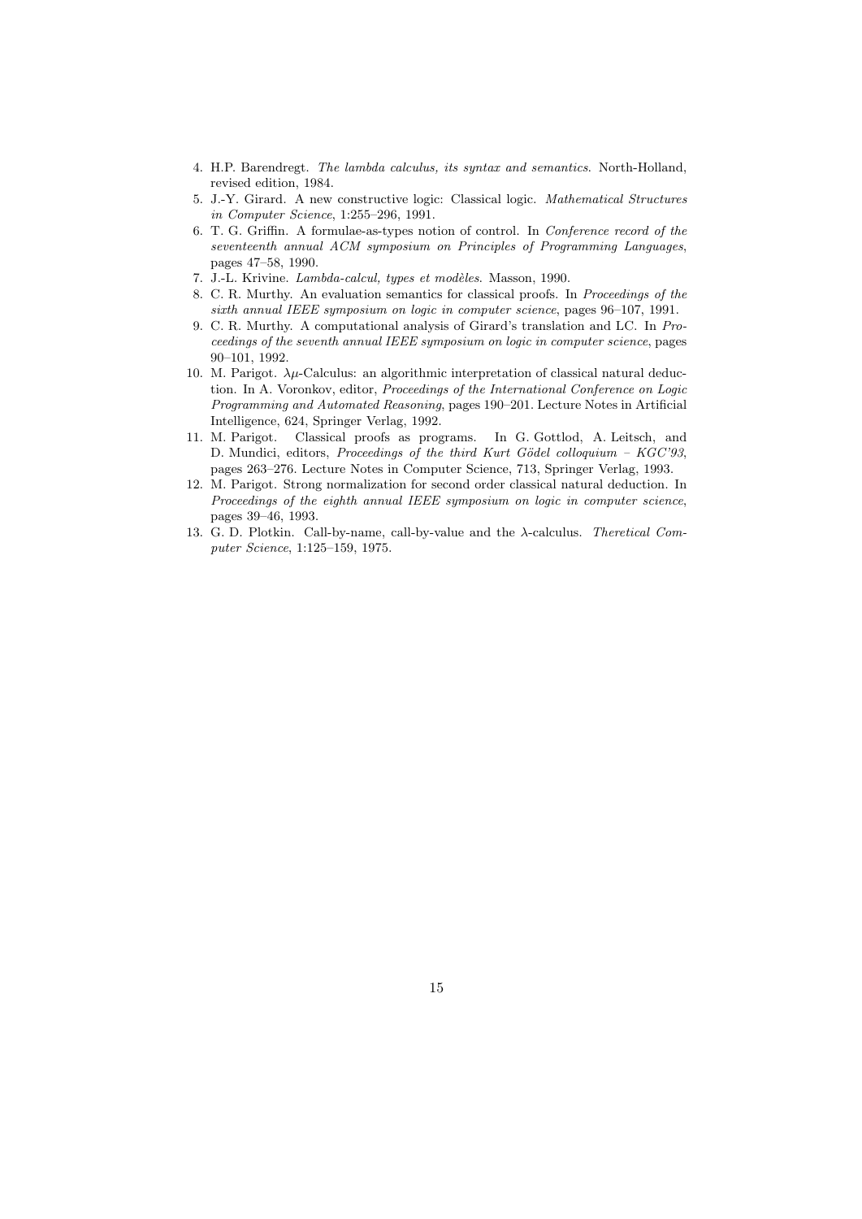4. H.P. Barendregt. *The lambda calculus, its syntax and semantics*. North-Holland, revised edition, 1984.
5. J.-Y. Girard. A new constructive logic: Classical logic. *Mathematical Structures in Computer Science*, 1:255–296, 1991.
6. T. G. Griffin. A formulae-as-types notion of control. In *Conference record of the seventeenth annual ACM symposium on Principles of Programming Languages*, pages 47–58, 1990.
7. J.-L. Krivine. *Lambda-calcul, types et modèles*. Masson, 1990.
8. C. R. Murthy. An evaluation semantics for classical proofs. In *Proceedings of the sixth annual IEEE symposium on logic in computer science*, pages 96–107, 1991.
9. C. R. Murthy. A computational analysis of Girard's translation and LC. In *Proceedings of the seventh annual IEEE symposium on logic in computer science*, pages 90–101, 1992.
10. M. Parigot. $\lambda\mu$-Calculus: an algorithmic interpretation of classical natural deduction. In A. Voronkov, editor, *Proceedings of the International Conference on Logic Programming and Automated Reasoning*, pages 190–201. Lecture Notes in Artificial Intelligence, 624, Springer Verlag, 1992.
11. M. Parigot. Classical proofs as programs. In G. Gottlod, A. Leitsch, and D. Mundici, editors, *Proceedings of the third Kurt Gödel colloquium – KGC'93*, pages 263–276. Lecture Notes in Computer Science, 713, Springer Verlag, 1993.
12. M. Parigot. Strong normalization for second order classical natural deduction. In *Proceedings of the eighth annual IEEE symposium on logic in computer science*, pages 39–46, 1993.
13. G. D. Plotkin. Call-by-name, call-by-value and the $\lambda$-calculus. *Theretical Computer Science*, 1:125–159, 1975.